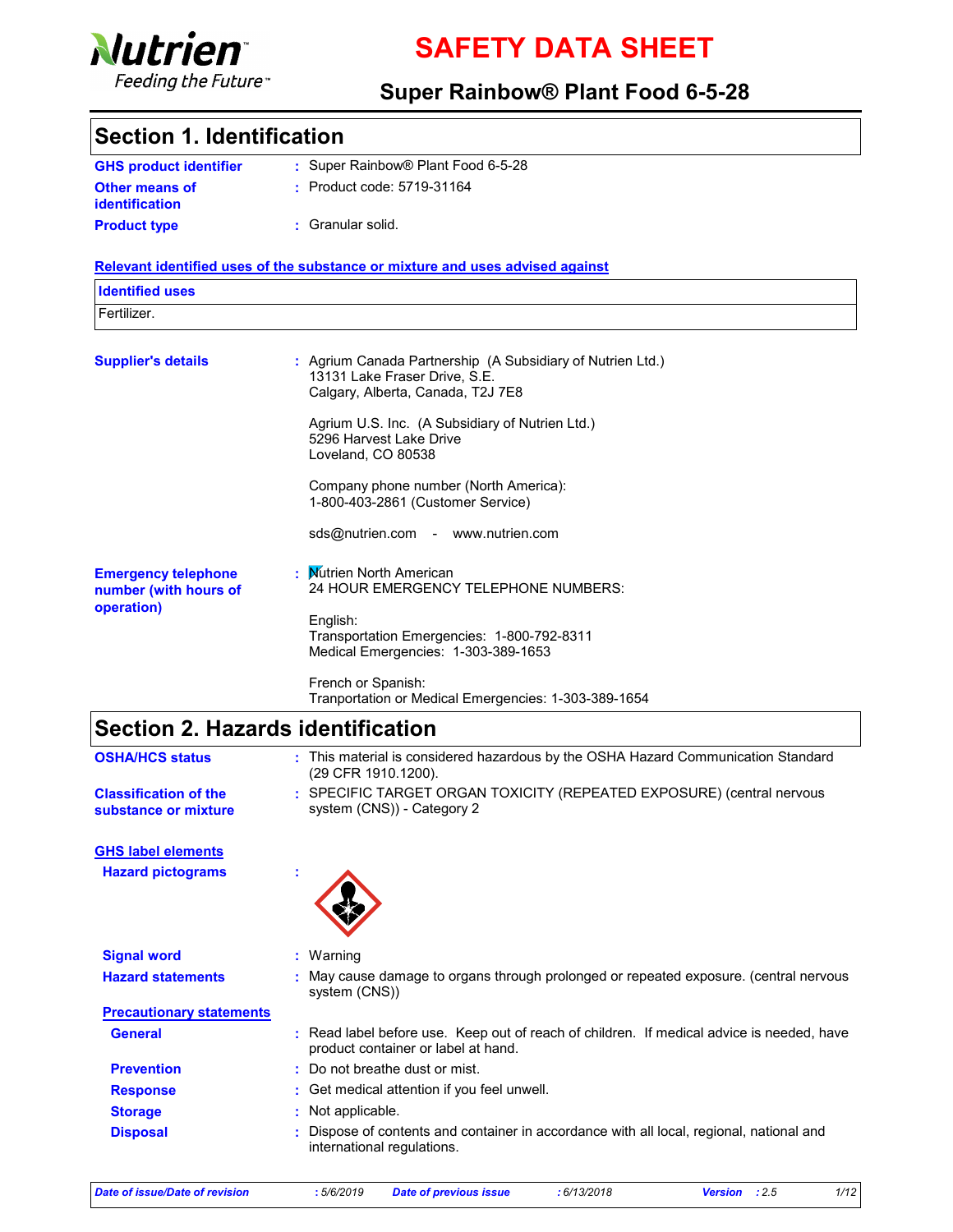# SAFETY DATA SHEET

## Super Rainbow® Plant Food 6-5-28

## Section 1. Identification

**GHS product identifier** : Super Rainbow® Plant Food 6-5-28

**Other means of identification** : Product code: 5719-31164

**Product type** : Granular solid.

**Relevant identified uses of the substance or mixture and uses advised against**

| Identified uses |
| --- |
| Fertilizer. |

**Supplier's details** : Agrium Canada Partnership (A Subsidiary of Nutrien Ltd.)
13131 Lake Fraser Drive, S.E.
Calgary, Alberta, Canada, T2J 7E8

Agrium U.S. Inc. (A Subsidiary of Nutrien Ltd.)
5296 Harvest Lake Drive
Loveland, CO 80538

Company phone number (North America):
1-800-403-2861 (Customer Service)

sds@nutrien.com - www.nutrien.com

**Emergency telephone number (with hours of operation)** : Nutrien North American
24 HOUR EMERGENCY TELEPHONE NUMBERS:

English:
Transportation Emergencies: 1-800-792-8311
Medical Emergencies: 1-303-389-1653

French or Spanish:
Tranportation or Medical Emergencies: 1-303-389-1654

## Section 2. Hazards identification

**OSHA/HCS status** : This material is considered hazardous by the OSHA Hazard Communication Standard (29 CFR 1910.1200).

**Classification of the substance or mixture** : SPECIFIC TARGET ORGAN TOXICITY (REPEATED EXPOSURE) (central nervous system (CNS)) - Category 2

**GHS label elements**

**Hazard pictograms** :

**Signal word** : Warning

**Hazard statements** : May cause damage to organs through prolonged or repeated exposure. (central nervous system (CNS))

**Precautionary statements**

**General** : Read label before use. Keep out of reach of children. If medical advice is needed, have product container or label at hand.

**Prevention** : Do not breathe dust or mist.

**Response** : Get medical attention if you feel unwell.

**Storage** : Not applicable.

**Disposal** : Dispose of contents and container in accordance with all local, regional, national and international regulations.

*Date of issue/Date of revision : 5/6/2019 Date of previous issue : 6/13/2018 Version : 2.5*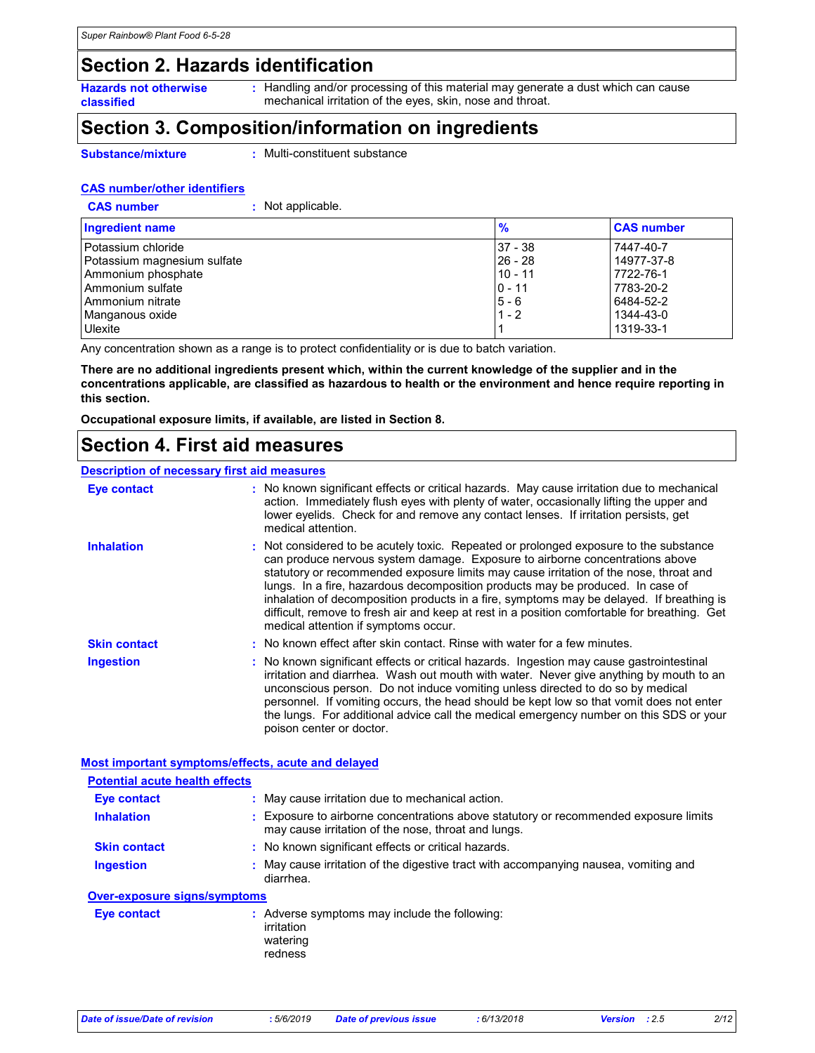## Section 2. Hazards identification

**Hazards not otherwise classified** : Handling and/or processing of this material may generate a dust which can cause mechanical irritation of the eyes, skin, nose and throat.

## Section 3. Composition/information on ingredients

**Substance/mixture** : Multi-constituent substance

**CAS number/other identifiers**

**CAS number** : Not applicable.

| Ingredient name | % | CAS number |
|---|---|---|
| Potassium chloride | 37 - 38 | 7447-40-7 |
| Potassium magnesium sulfate | 26 - 28 | 14977-37-8 |
| Ammonium phosphate | 10 - 11 | 7722-76-1 |
| Ammonium sulfate | 0 - 11 | 7783-20-2 |
| Ammonium nitrate | 5 - 6 | 6484-52-2 |
| Manganous oxide | 1 - 2 | 1344-43-0 |
| Ulexite | 1 | 1319-33-1 |

Any concentration shown as a range is to protect confidentiality or is due to batch variation.

**There are no additional ingredients present which, within the current knowledge of the supplier and in the concentrations applicable, are classified as hazardous to health or the environment and hence require reporting in this section.**

**Occupational exposure limits, if available, are listed in Section 8.**

## Section 4. First aid measures

**Description of necessary first aid measures**

**Eye contact** : No known significant effects or critical hazards. May cause irritation due to mechanical action. Immediately flush eyes with plenty of water, occasionally lifting the upper and lower eyelids. Check for and remove any contact lenses. If irritation persists, get medical attention.

**Inhalation** : Not considered to be acutely toxic. Repeated or prolonged exposure to the substance can produce nervous system damage. Exposure to airborne concentrations above statutory or recommended exposure limits may cause irritation of the nose, throat and lungs. In a fire, hazardous decomposition products may be produced. In case of inhalation of decomposition products in a fire, symptoms may be delayed. If breathing is difficult, remove to fresh air and keep at rest in a position comfortable for breathing. Get medical attention if symptoms occur.

**Skin contact** : No known effect after skin contact. Rinse with water for a few minutes.

**Ingestion** : No known significant effects or critical hazards. Ingestion may cause gastrointestinal irritation and diarrhea. Wash out mouth with water. Never give anything by mouth to an unconscious person. Do not induce vomiting unless directed to do so by medical personnel. If vomiting occurs, the head should be kept low so that vomit does not enter the lungs. For additional advice call the medical emergency number on this SDS or your poison center or doctor.

**Most important symptoms/effects, acute and delayed**

**Potential acute health effects**

**Eye contact** : May cause irritation due to mechanical action.

**Inhalation** : Exposure to airborne concentrations above statutory or recommended exposure limits may cause irritation of the nose, throat and lungs.

**Skin contact** : No known significant effects or critical hazards.

**Ingestion** : May cause irritation of the digestive tract with accompanying nausea, vomiting and diarrhea.

**Over-exposure signs/symptoms**

**Eye contact** : Adverse symptoms may include the following:
irritation
watering
redness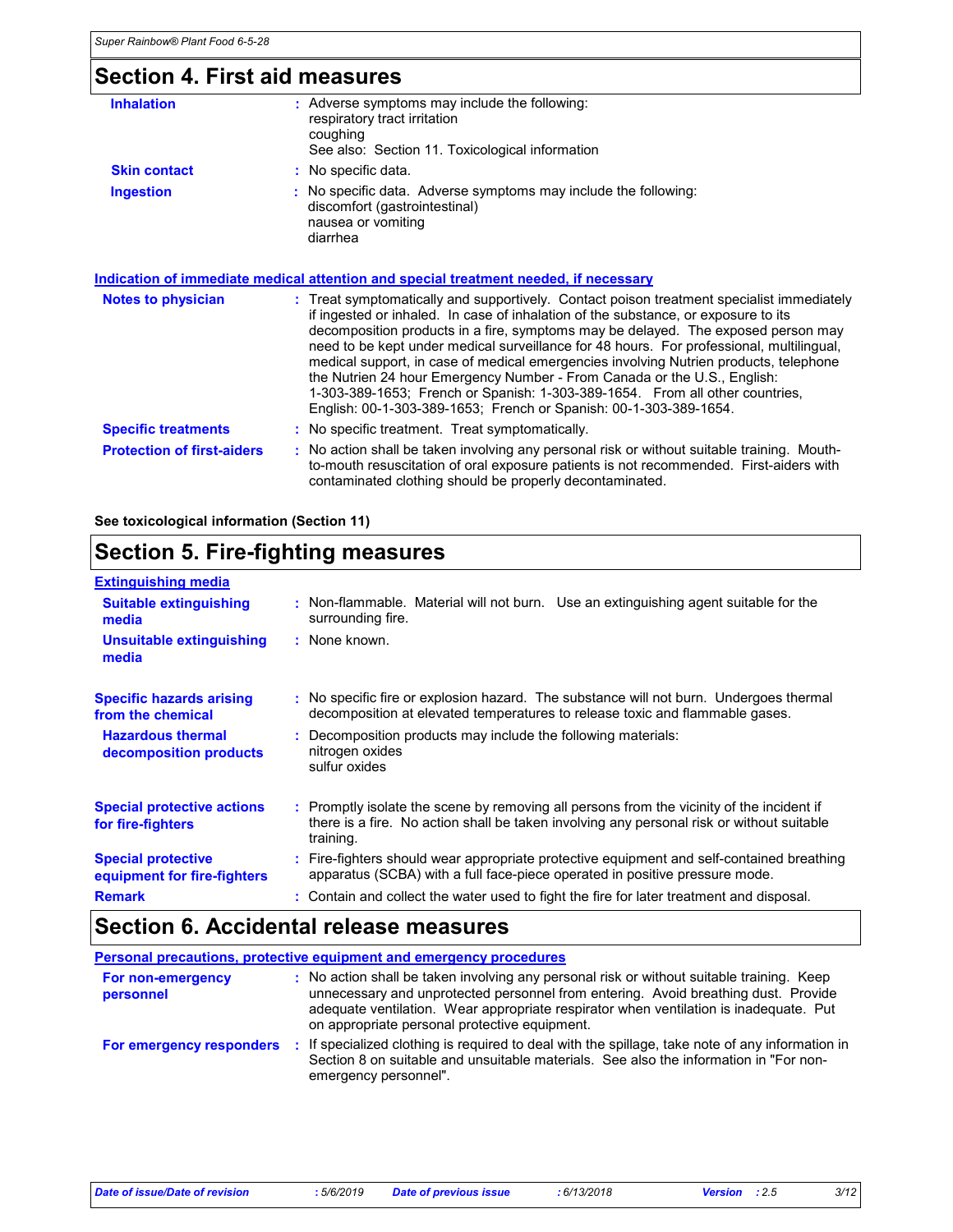## Section 4. First aid measures

**Inhalation** : Adverse symptoms may include the following:
respiratory tract irritation
coughing
See also: Section 11. Toxicological information

**Skin contact** : No specific data.

**Ingestion** : No specific data. Adverse symptoms may include the following:
discomfort (gastrointestinal)
nausea or vomiting
diarrhea

**Indication of immediate medical attention and special treatment needed, if necessary**

**Notes to physician** : Treat symptomatically and supportively. Contact poison treatment specialist immediately if ingested or inhaled. In case of inhalation of the substance, or exposure to its decomposition products in a fire, symptoms may be delayed. The exposed person may need to be kept under medical surveillance for 48 hours. For professional, multilingual, medical support, in case of medical emergencies involving Nutrien products, telephone the Nutrien 24 hour Emergency Number - From Canada or the U.S., English: 1-303-389-1653; French or Spanish: 1-303-389-1654. From all other countries, English: 00-1-303-389-1653; French or Spanish: 00-1-303-389-1654.

**Specific treatments** : No specific treatment. Treat symptomatically.

**Protection of first-aiders** : No action shall be taken involving any personal risk or without suitable training. Mouth-to-mouth resuscitation of oral exposure patients is not recommended. First-aiders with contaminated clothing should be properly decontaminated.

**See toxicological information (Section 11)**

## Section 5. Fire-fighting measures

**Extinguishing media**

**Suitable extinguishing media** : Non-flammable. Material will not burn. Use an extinguishing agent suitable for the surrounding fire.

**Unsuitable extinguishing media** : None known.

**Specific hazards arising from the chemical** : No specific fire or explosion hazard. The substance will not burn. Undergoes thermal decomposition at elevated temperatures to release toxic and flammable gases.

**Hazardous thermal decomposition products** : Decomposition products may include the following materials:
nitrogen oxides
sulfur oxides

**Special protective actions for fire-fighters** : Promptly isolate the scene by removing all persons from the vicinity of the incident if there is a fire. No action shall be taken involving any personal risk or without suitable training.

**Special protective equipment for fire-fighters** : Fire-fighters should wear appropriate protective equipment and self-contained breathing apparatus (SCBA) with a full face-piece operated in positive pressure mode.

**Remark** : Contain and collect the water used to fight the fire for later treatment and disposal.

## Section 6. Accidental release measures

**Personal precautions, protective equipment and emergency procedures**

**For non-emergency personnel** : No action shall be taken involving any personal risk or without suitable training. Keep unnecessary and unprotected personnel from entering. Avoid breathing dust. Provide adequate ventilation. Wear appropriate respirator when ventilation is inadequate. Put on appropriate personal protective equipment.

**For emergency responders** : If specialized clothing is required to deal with the spillage, take note of any information in Section 8 on suitable and unsuitable materials. See also the information in "For non-emergency personnel".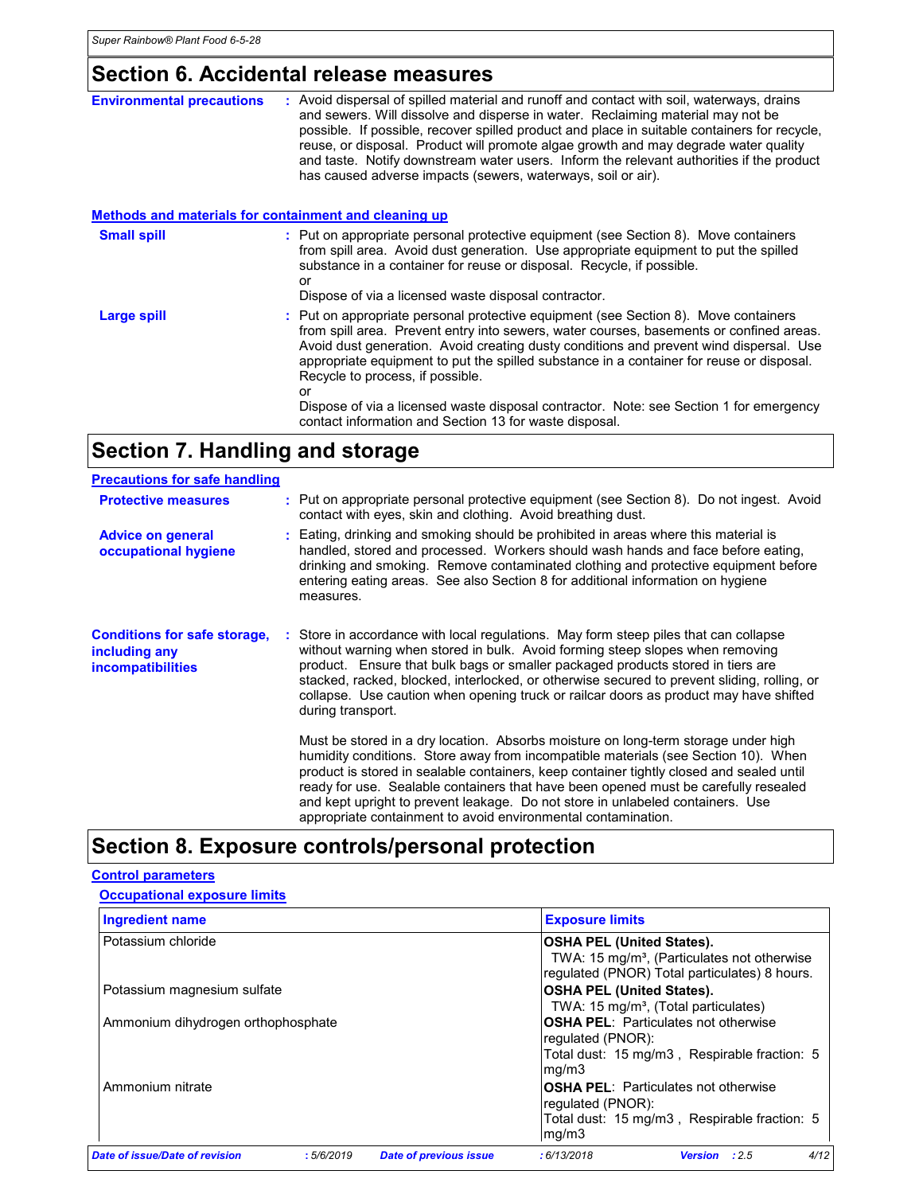## Section 6. Accidental release measures

**Environmental precautions** : Avoid dispersal of spilled material and runoff and contact with soil, waterways, drains and sewers. Will dissolve and disperse in water. Reclaiming material may not be possible. If possible, recover spilled product and place in suitable containers for recycle, reuse, or disposal. Product will promote algae growth and may degrade water quality and taste. Notify downstream water users. Inform the relevant authorities if the product has caused adverse impacts (sewers, waterways, soil or air).

### Methods and materials for containment and cleaning up

**Small spill** : Put on appropriate personal protective equipment (see Section 8). Move containers from spill area. Avoid dust generation. Use appropriate equipment to put the spilled substance in a container for reuse or disposal. Recycle, if possible.
or
Dispose of via a licensed waste disposal contractor.

**Large spill** : Put on appropriate personal protective equipment (see Section 8). Move containers from spill area. Prevent entry into sewers, water courses, basements or confined areas. Avoid dust generation. Avoid creating dusty conditions and prevent wind dispersal. Use appropriate equipment to put the spilled substance in a container for reuse or disposal. Recycle to process, if possible.
or
Dispose of via a licensed waste disposal contractor. Note: see Section 1 for emergency contact information and Section 13 for waste disposal.

## Section 7. Handling and storage

### Precautions for safe handling

**Protective measures** : Put on appropriate personal protective equipment (see Section 8). Do not ingest. Avoid contact with eyes, skin and clothing. Avoid breathing dust.

**Advice on general occupational hygiene** : Eating, drinking and smoking should be prohibited in areas where this material is handled, stored and processed. Workers should wash hands and face before eating, drinking and smoking. Remove contaminated clothing and protective equipment before entering eating areas. See also Section 8 for additional information on hygiene measures.

**Conditions for safe storage, including any incompatibilities** : Store in accordance with local regulations. May form steep piles that can collapse without warning when stored in bulk. Avoid forming steep slopes when removing product. Ensure that bulk bags or smaller packaged products stored in tiers are stacked, racked, blocked, interlocked, or otherwise secured to prevent sliding, rolling, or collapse. Use caution when opening truck or railcar doors as product may have shifted during transport.

Must be stored in a dry location. Absorbs moisture on long-term storage under high humidity conditions. Store away from incompatible materials (see Section 10). When product is stored in sealable containers, keep container tightly closed and sealed until ready for use. Sealable containers that have been opened must be carefully resealed and kept upright to prevent leakage. Do not store in unlabeled containers. Use appropriate containment to avoid environmental contamination.

## Section 8. Exposure controls/personal protection

### Control parameters

#### Occupational exposure limits

| Ingredient name | Exposure limits |
|---|---|
| Potassium chloride | **OSHA PEL (United States).** TWA: 15 mg/m³, (Particulates not otherwise regulated (PNOR) Total particulates) 8 hours. |
| Potassium magnesium sulfate | **OSHA PEL (United States).** TWA: 15 mg/m³, (Total particulates) |
| Ammonium dihydrogen orthophosphate | **OSHA PEL**: Particulates not otherwise regulated (PNOR): Total dust: 15 mg/m3 , Respirable fraction: 5 mg/m3 |
| Ammonium nitrate | **OSHA PEL**: Particulates not otherwise regulated (PNOR): Total dust: 15 mg/m3 , Respirable fraction: 5 mg/m3 |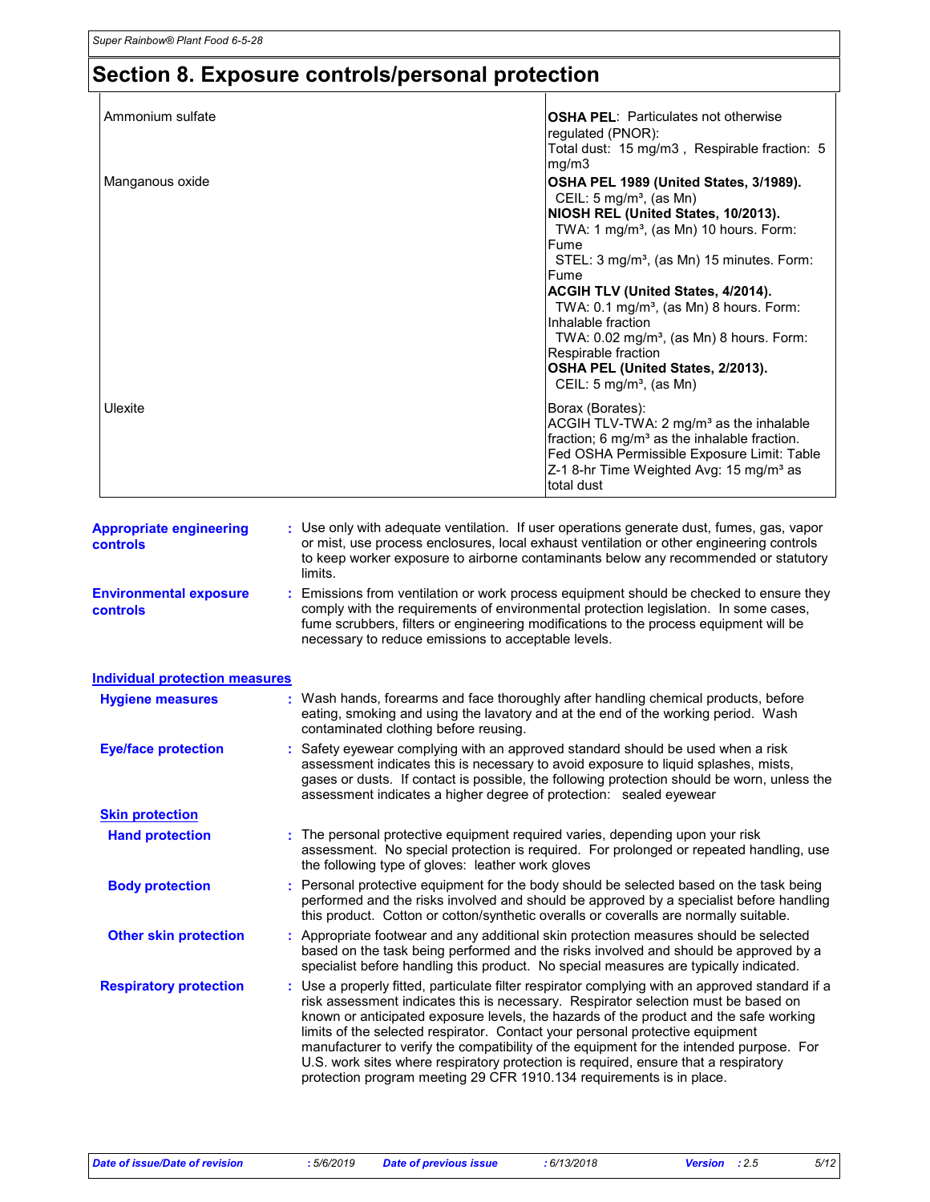## Section 8. Exposure controls/personal protection

| | |
|---|---|
| Ammonium sulfate | **OSHA PEL**: Particulates not otherwise regulated (PNOR):<br>Total dust: 15 mg/m3 , Respirable fraction: 5 mg/m3 |
| Manganous oxide | **OSHA PEL 1989 (United States, 3/1989).**<br>CEIL: 5 mg/m³, (as Mn)<br>**NIOSH REL (United States, 10/2013).**<br>TWA: 1 mg/m³, (as Mn) 10 hours. Form: Fume<br>STEL: 3 mg/m³, (as Mn) 15 minutes. Form: Fume<br>**ACGIH TLV (United States, 4/2014).**<br>TWA: 0.1 mg/m³, (as Mn) 8 hours. Form: Inhalable fraction<br>TWA: 0.02 mg/m³, (as Mn) 8 hours. Form: Respirable fraction<br>**OSHA PEL (United States, 2/2013).**<br>CEIL: 5 mg/m³, (as Mn) |
| Ulexite | Borax (Borates):<br>ACGIH TLV-TWA: 2 mg/m³ as the inhalable fraction; 6 mg/m³ as the inhalable fraction.<br>Fed OSHA Permissible Exposure Limit: Table Z-1 8-hr Time Weighted Avg: 15 mg/m³ as total dust |

**Appropriate engineering controls** : Use only with adequate ventilation. If user operations generate dust, fumes, gas, vapor or mist, use process enclosures, local exhaust ventilation or other engineering controls to keep worker exposure to airborne contaminants below any recommended or statutory limits.

**Environmental exposure controls** : Emissions from ventilation or work process equipment should be checked to ensure they comply with the requirements of environmental protection legislation. In some cases, fume scrubbers, filters or engineering modifications to the process equipment will be necessary to reduce emissions to acceptable levels.

### Individual protection measures

**Hygiene measures** : Wash hands, forearms and face thoroughly after handling chemical products, before eating, smoking and using the lavatory and at the end of the working period. Wash contaminated clothing before reusing.

**Eye/face protection** : Safety eyewear complying with an approved standard should be used when a risk assessment indicates this is necessary to avoid exposure to liquid splashes, mists, gases or dusts. If contact is possible, the following protection should be worn, unless the assessment indicates a higher degree of protection: sealed eyewear

#### Skin protection

**Hand protection** : The personal protective equipment required varies, depending upon your risk assessment. No special protection is required. For prolonged or repeated handling, use the following type of gloves: leather work gloves

**Body protection** : Personal protective equipment for the body should be selected based on the task being performed and the risks involved and should be approved by a specialist before handling this product. Cotton or cotton/synthetic overalls or coveralls are normally suitable.

**Other skin protection** : Appropriate footwear and any additional skin protection measures should be selected based on the task being performed and the risks involved and should be approved by a specialist before handling this product. No special measures are typically indicated.

**Respiratory protection** : Use a properly fitted, particulate filter respirator complying with an approved standard if a risk assessment indicates this is necessary. Respirator selection must be based on known or anticipated exposure levels, the hazards of the product and the safe working limits of the selected respirator. Contact your personal protective equipment manufacturer to verify the compatibility of the equipment for the intended purpose. For U.S. work sites where respiratory protection is required, ensure that a respiratory protection program meeting 29 CFR 1910.134 requirements is in place.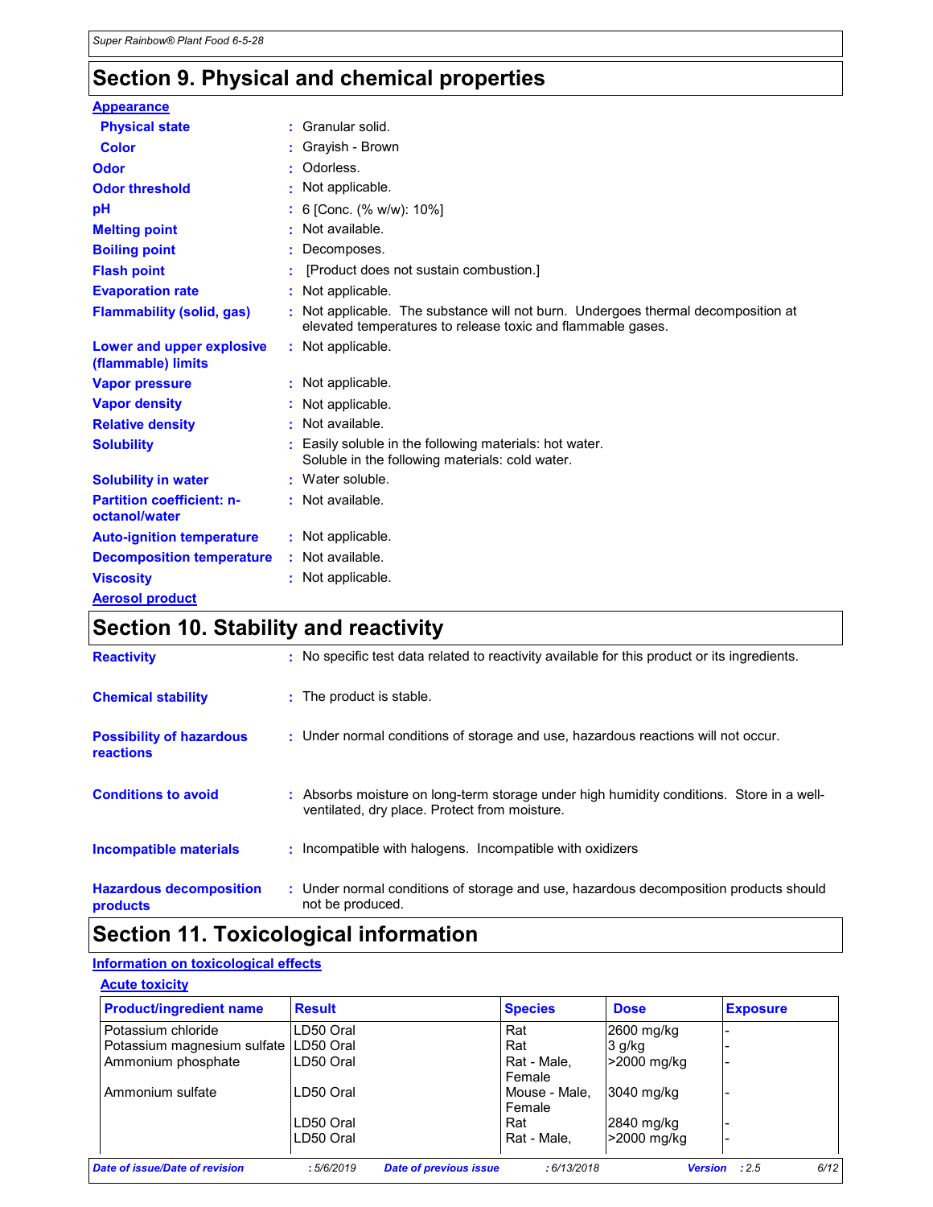## Section 9. Physical and chemical properties

**Appearance**

| | | |
|---|---|---|
| **Physical state** | : | Granular solid. |
| **Color** | : | Grayish - Brown |
| **Odor** | : | Odorless. |
| **Odor threshold** | : | Not applicable. |
| **pH** | : | 6 [Conc. (% w/w): 10%] |
| **Melting point** | : | Not available. |
| **Boiling point** | : | Decomposes. |
| **Flash point** | : | [Product does not sustain combustion.] |
| **Evaporation rate** | : | Not applicable. |
| **Flammability (solid, gas)** | : | Not applicable. The substance will not burn. Undergoes thermal decomposition at elevated temperatures to release toxic and flammable gases. |
| **Lower and upper explosive (flammable) limits** | : | Not applicable. |
| **Vapor pressure** | : | Not applicable. |
| **Vapor density** | : | Not applicable. |
| **Relative density** | : | Not available. |
| **Solubility** | : | Easily soluble in the following materials: hot water. Soluble in the following materials: cold water. |
| **Solubility in water** | : | Water soluble. |
| **Partition coefficient: n-octanol/water** | : | Not available. |
| **Auto-ignition temperature** | : | Not applicable. |
| **Decomposition temperature** | : | Not available. |
| **Viscosity** | : | Not applicable. |

**Aerosol product**

## Section 10. Stability and reactivity

| | | |
|---|---|---|
| **Reactivity** | : | No specific test data related to reactivity available for this product or its ingredients. |
| **Chemical stability** | : | The product is stable. |
| **Possibility of hazardous reactions** | : | Under normal conditions of storage and use, hazardous reactions will not occur. |
| **Conditions to avoid** | : | Absorbs moisture on long-term storage under high humidity conditions. Store in a well-ventilated, dry place. Protect from moisture. |
| **Incompatible materials** | : | Incompatible with halogens. Incompatible with oxidizers |
| **Hazardous decomposition products** | : | Under normal conditions of storage and use, hazardous decomposition products should not be produced. |

## Section 11. Toxicological information

**Information on toxicological effects**

**Acute toxicity**

| Product/ingredient name | Result | Species | Dose | Exposure |
|---|---|---|---|---|
| Potassium chloride | LD50 Oral | Rat | 2600 mg/kg | - |
| Potassium magnesium sulfate | LD50 Oral | Rat | 3 g/kg | - |
| Ammonium phosphate | LD50 Oral | Rat - Male, Female | >2000 mg/kg | - |
| Ammonium sulfate | LD50 Oral | Mouse - Male, Female | 3040 mg/kg | - |
| | LD50 Oral | Rat | 2840 mg/kg | - |
| | LD50 Oral | Rat - Male, | >2000 mg/kg | - |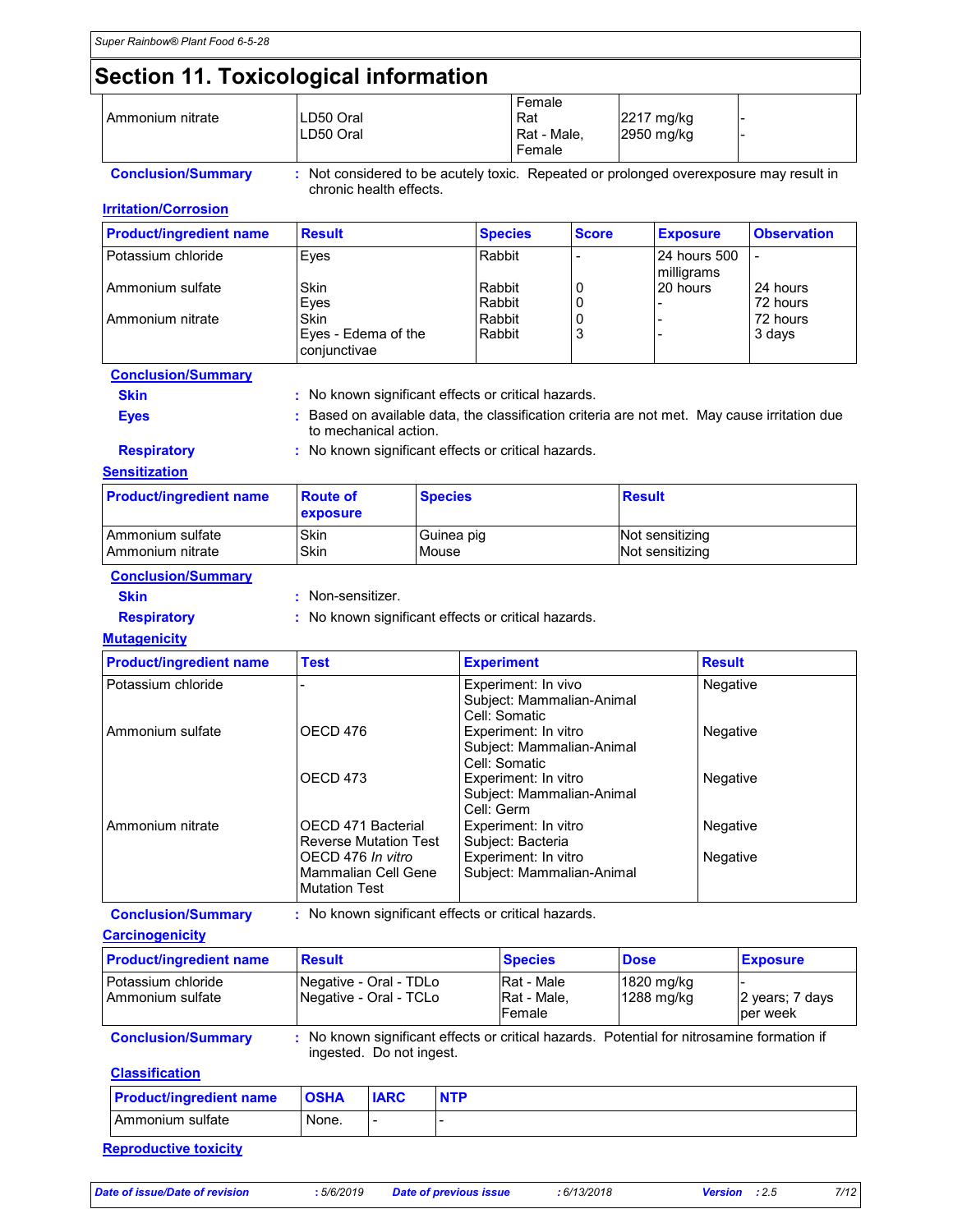## Section 11. Toxicological information

| | | | | |
|---|---|---|---|---|
| Ammonium nitrate | LD50 Oral<br>LD50 Oral | Female Rat<br>Rat - Male, Female | 2217 mg/kg<br>2950 mg/kg | -<br>- |

**Conclusion/Summary** : Not considered to be acutely toxic. Repeated or prolonged overexposure may result in chronic health effects.

### Irritation/Corrosion

| Product/ingredient name | Result | Species | Score | Exposure | Observation |
|---|---|---|---|---|---|
| Potassium chloride | Eyes | Rabbit | - | 24 hours 500 milligrams | - |
| Ammonium sulfate | Skin | Rabbit | 0 | 20 hours | 24 hours |
| | Eyes | Rabbit | 0 | - | 72 hours |
| Ammonium nitrate | Skin | Rabbit | 0 | - | 72 hours |
| | Eyes - Edema of the conjunctivae | Rabbit | 3 | - | 3 days |

**Conclusion/Summary**

**Skin** : No known significant effects or critical hazards.

**Eyes** : Based on available data, the classification criteria are not met. May cause irritation due to mechanical action.

**Respiratory** : No known significant effects or critical hazards.

### Sensitization

| Product/ingredient name | Route of exposure | Species | Result |
|---|---|---|---|
| Ammonium sulfate | Skin | Guinea pig | Not sensitizing |
| Ammonium nitrate | Skin | Mouse | Not sensitizing |

**Conclusion/Summary**

**Skin** : Non-sensitizer.

**Respiratory** : No known significant effects or critical hazards.

### Mutagenicity

| Product/ingredient name | Test | Experiment | Result |
|---|---|---|---|
| Potassium chloride | - | Experiment: In vivo<br>Subject: Mammalian-Animal<br>Cell: Somatic | Negative |
| Ammonium sulfate | OECD 476 | Experiment: In vitro<br>Subject: Mammalian-Animal<br>Cell: Somatic | Negative |
| | OECD 473 | Experiment: In vitro<br>Subject: Mammalian-Animal<br>Cell: Germ | Negative |
| Ammonium nitrate | OECD 471 Bacterial Reverse Mutation Test | Experiment: In vitro<br>Subject: Bacteria | Negative |
| | OECD 476 *In vitro* Mammalian Cell Gene Mutation Test | Experiment: In vitro<br>Subject: Mammalian-Animal | Negative |

**Conclusion/Summary** : No known significant effects or critical hazards.

### Carcinogenicity

| Product/ingredient name | Result | Species | Dose | Exposure |
|---|---|---|---|---|
| Potassium chloride | Negative - Oral - TDLo | Rat - Male | 1820 mg/kg | - |
| Ammonium sulfate | Negative - Oral - TCLo | Rat - Male, Female | 1288 mg/kg | 2 years; 7 days per week |

**Conclusion/Summary** : No known significant effects or critical hazards. Potential for nitrosamine formation if ingested. Do not ingest.

**Classification**

| Product/ingredient name | OSHA | IARC | NTP |
|---|---|---|---|
| Ammonium sulfate | None. | - | - |

### Reproductive toxicity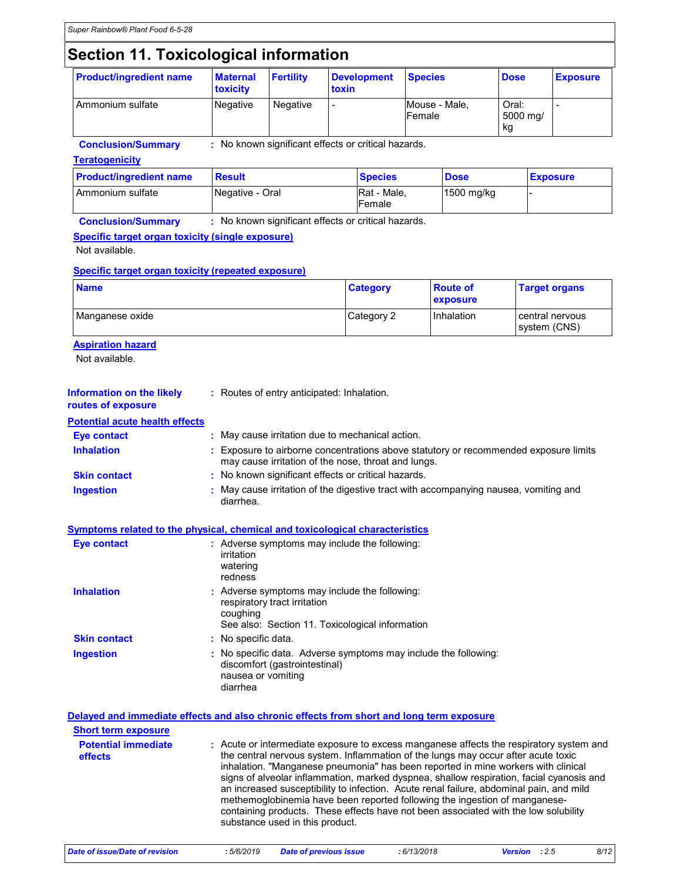# Section 11. Toxicological information

| Product/ingredient name | Maternal toxicity | Fertility | Development toxin | Species | Dose | Exposure |
|---|---|---|---|---|---|---|
| Ammonium sulfate | Negative | Negative | - | Mouse - Male, Female | Oral: 5000 mg/kg | - |

**Conclusion/Summary** : No known significant effects or critical hazards.

**Teratogenicity**

| Product/ingredient name | Result | Species | Dose | Exposure |
|---|---|---|---|---|
| Ammonium sulfate | Negative - Oral | Rat - Male, Female | 1500 mg/kg | - |

**Conclusion/Summary** : No known significant effects or critical hazards.

**Specific target organ toxicity (single exposure)**

Not available.

**Specific target organ toxicity (repeated exposure)**

| Name | Category | Route of exposure | Target organs |
|---|---|---|---|
| Manganese oxide | Category 2 | Inhalation | central nervous system (CNS) |

**Aspiration hazard**

Not available.

**Information on the likely routes of exposure** : Routes of entry anticipated: Inhalation.

**Potential acute health effects**

**Eye contact** : May cause irritation due to mechanical action.

**Inhalation** : Exposure to airborne concentrations above statutory or recommended exposure limits may cause irritation of the nose, throat and lungs.

**Skin contact** : No known significant effects or critical hazards.

**Ingestion** : May cause irritation of the digestive tract with accompanying nausea, vomiting and diarrhea.

**Symptoms related to the physical, chemical and toxicological characteristics**

**Eye contact** : Adverse symptoms may include the following:
irritation
watering
redness

**Inhalation** : Adverse symptoms may include the following:
respiratory tract irritation
coughing
See also: Section 11. Toxicological information

**Skin contact** : No specific data.

**Ingestion** : No specific data. Adverse symptoms may include the following:
discomfort (gastrointestinal)
nausea or vomiting
diarrhea

**Delayed and immediate effects and also chronic effects from short and long term exposure**

**Short term exposure**

**Potential immediate effects** : Acute or intermediate exposure to excess manganese affects the respiratory system and the central nervous system. Inflammation of the lungs may occur after acute toxic inhalation. "Manganese pneumonia" has been reported in mine workers with clinical signs of alveolar inflammation, marked dyspnea, shallow respiration, facial cyanosis and an increased susceptibility to infection. Acute renal failure, abdominal pain, and mild methemoglobinemia have been reported following the ingestion of manganese-containing products. These effects have not been associated with the low solubility substance used in this product.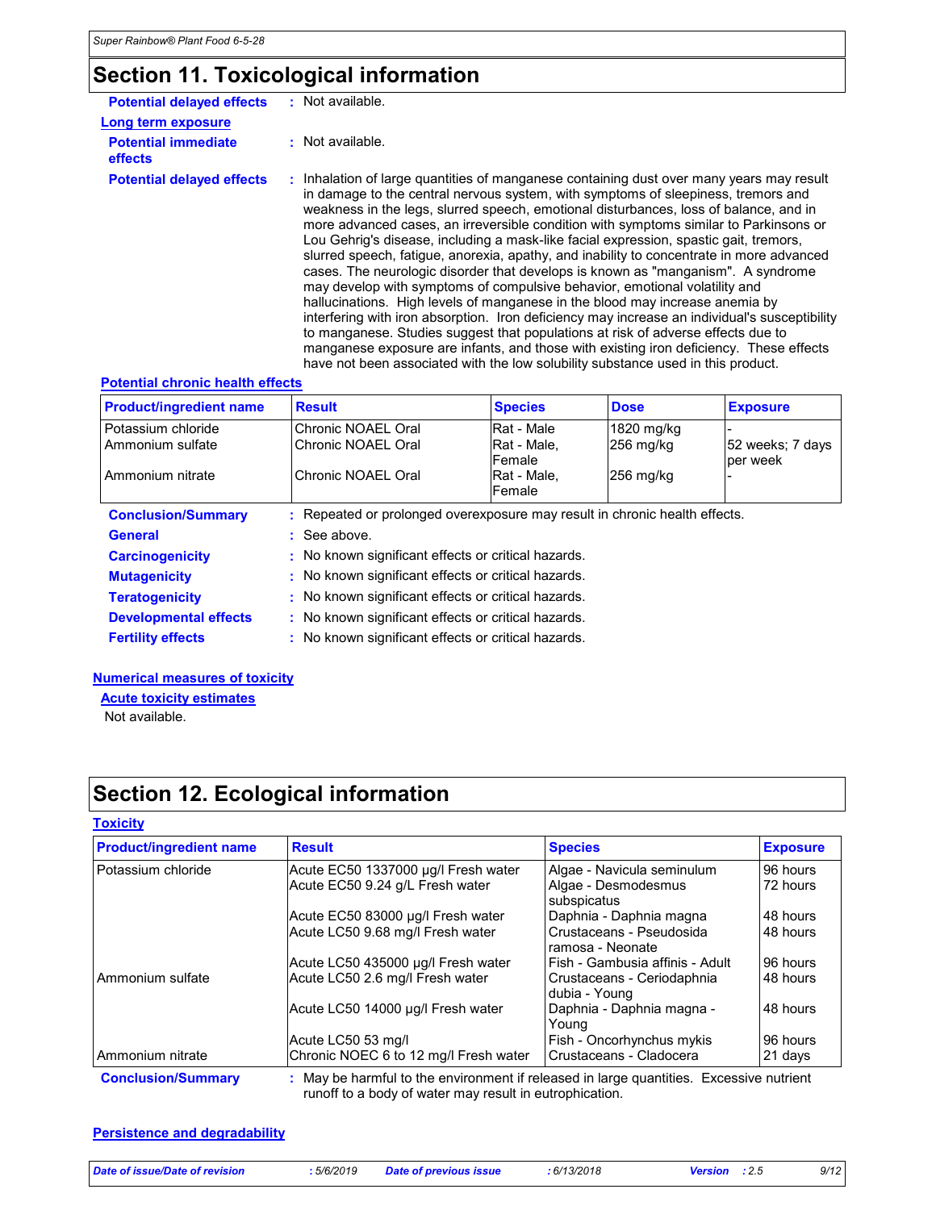## Section 11. Toxicological information

**Potential delayed effects** : Not available.

**Long term exposure**

**Potential immediate effects** : Not available.

**Potential delayed effects** : Inhalation of large quantities of manganese containing dust over many years may result in damage to the central nervous system, with symptoms of sleepiness, tremors and weakness in the legs, slurred speech, emotional disturbances, loss of balance, and in more advanced cases, an irreversible condition with symptoms similar to Parkinsons or Lou Gehrig's disease, including a mask-like facial expression, spastic gait, tremors, slurred speech, fatigue, anorexia, apathy, and inability to concentrate in more advanced cases. The neurologic disorder that develops is known as "manganism". A syndrome may develop with symptoms of compulsive behavior, emotional volatility and hallucinations. High levels of manganese in the blood may increase anemia by interfering with iron absorption. Iron deficiency may increase an individual's susceptibility to manganese. Studies suggest that populations at risk of adverse effects due to manganese exposure are infants, and those with existing iron deficiency. These effects have not been associated with the low solubility substance used in this product.

**Potential chronic health effects**

| Product/ingredient name | Result | Species | Dose | Exposure |
|---|---|---|---|---|
| Potassium chloride | Chronic NOAEL Oral | Rat - Male | 1820 mg/kg | - |
| Ammonium sulfate | Chronic NOAEL Oral | Rat - Male, Female | 256 mg/kg | 52 weeks; 7 days per week |
| Ammonium nitrate | Chronic NOAEL Oral | Rat - Male, Female | 256 mg/kg | - |

**Conclusion/Summary** : Repeated or prolonged overexposure may result in chronic health effects.

**General** : See above.

**Carcinogenicity** : No known significant effects or critical hazards.

**Mutagenicity** : No known significant effects or critical hazards.

**Teratogenicity** : No known significant effects or critical hazards.

**Developmental effects** : No known significant effects or critical hazards.

**Fertility effects** : No known significant effects or critical hazards.

**Numerical measures of toxicity**

**Acute toxicity estimates**

Not available.

## Section 12. Ecological information

**Toxicity**

| Product/ingredient name | Result | Species | Exposure |
|---|---|---|---|
| Potassium chloride | Acute EC50 1337000 µg/l Fresh water | Algae - Navicula seminulum | 96 hours |
| | Acute EC50 9.24 g/L Fresh water | Algae - Desmodesmus subspicatus | 72 hours |
| | Acute EC50 83000 µg/l Fresh water | Daphnia - Daphnia magna | 48 hours |
| | Acute LC50 9.68 mg/l Fresh water | Crustaceans - Pseudosida ramosa - Neonate | 48 hours |
| | Acute LC50 435000 µg/l Fresh water | Fish - Gambusia affinis - Adult | 96 hours |
| Ammonium sulfate | Acute LC50 2.6 mg/l Fresh water | Crustaceans - Ceriodaphnia dubia - Young | 48 hours |
| | Acute LC50 14000 µg/l Fresh water | Daphnia - Daphnia magna - Young | 48 hours |
| | Acute LC50 53 mg/l | Fish - Oncorhynchus mykis | 96 hours |
| Ammonium nitrate | Chronic NOEC 6 to 12 mg/l Fresh water | Crustaceans - Cladocera | 21 days |

**Conclusion/Summary** : May be harmful to the environment if released in large quantities. Excessive nutrient runoff to a body of water may result in eutrophication.

**Persistence and degradability**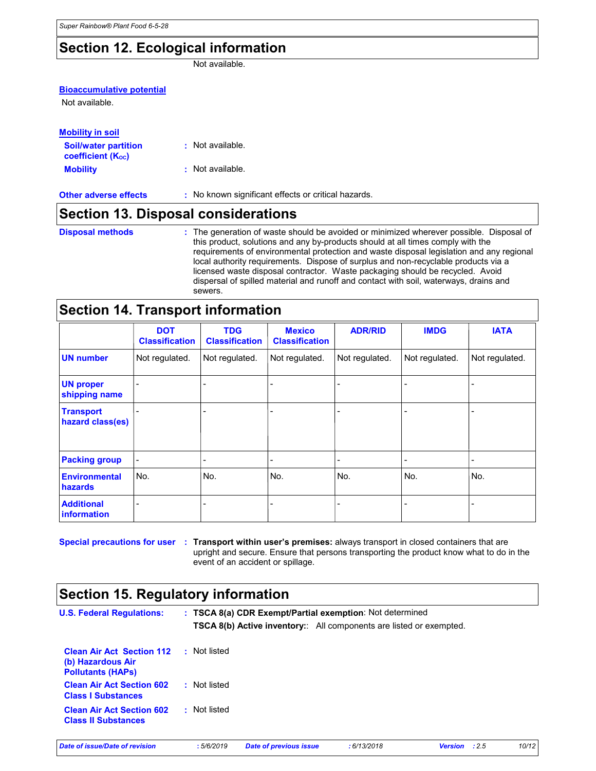## Section 12. Ecological information

Not available.

**Bioaccumulative potential**

Not available.

**Mobility in soil**

**Soil/water partition coefficient ($K_{OC}$)** : Not available.

**Mobility** : Not available.

**Other adverse effects** : No known significant effects or critical hazards.

## Section 13. Disposal considerations

**Disposal methods** : The generation of waste should be avoided or minimized wherever possible. Disposal of this product, solutions and any by-products should at all times comply with the requirements of environmental protection and waste disposal legislation and any regional local authority requirements. Dispose of surplus and non-recyclable products via a licensed waste disposal contractor. Waste packaging should be recycled. Avoid dispersal of spilled material and runoff and contact with soil, waterways, drains and sewers.

## Section 14. Transport information

| | DOT Classification | TDG Classification | Mexico Classification | ADR/RID | IMDG | IATA |
|---|---|---|---|---|---|---|
| UN number | Not regulated. | Not regulated. | Not regulated. | Not regulated. | Not regulated. | Not regulated. |
| UN proper shipping name | - | - | - | - | - | - |
| Transport hazard class(es) | - | - | - | - | - | - |
| Packing group | - | - | - | - | - | - |
| Environmental hazards | No. | No. | No. | No. | No. | No. |
| Additional information | - | - | - | - | - | - |

**Special precautions for user** : **Transport within user's premises:** always transport in closed containers that are upright and secure. Ensure that persons transporting the product know what to do in the event of an accident or spillage.

## Section 15. Regulatory information

**U.S. Federal Regulations:** : **TSCA 8(a) CDR Exempt/Partial exemption**: Not determined

**TSCA 8(b) Active inventory:**: All components are listed or exempted.

**Clean Air Act Section 112 (b) Hazardous Air Pollutants (HAPs)** : Not listed

**Clean Air Act Section 602 Class I Substances** : Not listed

**Clean Air Act Section 602 Class II Substances** : Not listed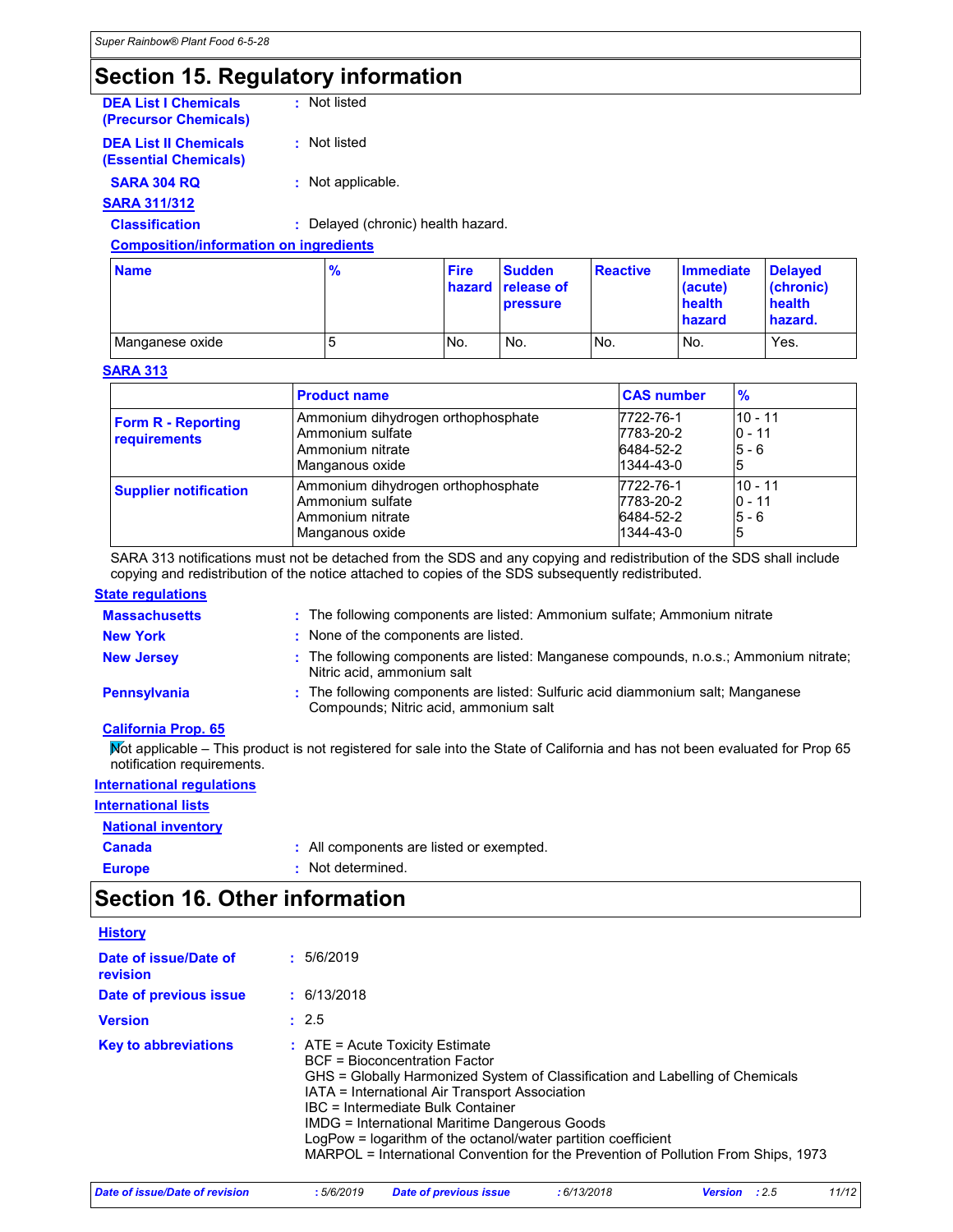## Section 15. Regulatory information

**DEA List I Chemicals (Precursor Chemicals)** : Not listed

**DEA List II Chemicals (Essential Chemicals)** : Not listed

**SARA 304 RQ** : Not applicable.

**SARA 311/312**

**Classification** : Delayed (chronic) health hazard.

**Composition/information on ingredients**

| Name | % | Fire hazard | Sudden release of pressure | Reactive | Immediate (acute) health hazard | Delayed (chronic) health hazard. |
|---|---|---|---|---|---|---|
| Manganese oxide | 5 | No. | No. | No. | No. | Yes. |

**SARA 313**

| | Product name | CAS number | % |
|---|---|---|---|
| Form R - Reporting requirements | Ammonium dihydrogen orthophosphate<br>Ammonium sulfate<br>Ammonium nitrate<br>Manganous oxide | 7722-76-1<br>7783-20-2<br>6484-52-2<br>1344-43-0 | 10 - 11<br>0 - 11<br>5 - 6<br>5 |
| Supplier notification | Ammonium dihydrogen orthophosphate<br>Ammonium sulfate<br>Ammonium nitrate<br>Manganous oxide | 7722-76-1<br>7783-20-2<br>6484-52-2<br>1344-43-0 | 10 - 11<br>0 - 11<br>5 - 6<br>5 |

SARA 313 notifications must not be detached from the SDS and any copying and redistribution of the SDS shall include copying and redistribution of the notice attached to copies of the SDS subsequently redistributed.

**State regulations**

**Massachusetts** : The following components are listed: Ammonium sulfate; Ammonium nitrate

**New York** : None of the components are listed.

**New Jersey** : The following components are listed: Manganese compounds, n.o.s.; Ammonium nitrate; Nitric acid, ammonium salt

**Pennsylvania** : The following components are listed: Sulfuric acid diammonium salt; Manganese Compounds; Nitric acid, ammonium salt

**California Prop. 65**

Not applicable – This product is not registered for sale into the State of California and has not been evaluated for Prop 65 notification requirements.

**International regulations**

**International lists**

**National inventory**

**Canada** : All components are listed or exempted.

**Europe** : Not determined.

## Section 16. Other information

**History**

**Date of issue/Date of revision** : 5/6/2019

**Date of previous issue** : 6/13/2018

**Version** : 2.5

**Key to abbreviations** : ATE = Acute Toxicity Estimate
BCF = Bioconcentration Factor
GHS = Globally Harmonized System of Classification and Labelling of Chemicals
IATA = International Air Transport Association
IBC = Intermediate Bulk Container
IMDG = International Maritime Dangerous Goods
LogPow = logarithm of the octanol/water partition coefficient
MARPOL = International Convention for the Prevention of Pollution From Ships, 1973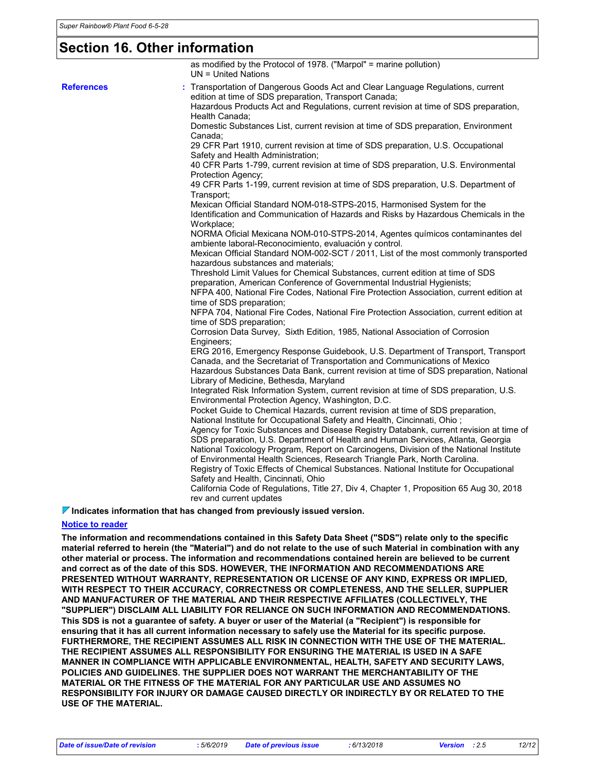## Section 16. Other information

as modified by the Protocol of 1978. ("Marpol" = marine pollution)
UN = United Nations

**References** : Transportation of Dangerous Goods Act and Clear Language Regulations, current edition at time of SDS preparation, Transport Canada;
Hazardous Products Act and Regulations, current revision at time of SDS preparation, Health Canada;
Domestic Substances List, current revision at time of SDS preparation, Environment Canada;
29 CFR Part 1910, current revision at time of SDS preparation, U.S. Occupational Safety and Health Administration;
40 CFR Parts 1-799, current revision at time of SDS preparation, U.S. Environmental Protection Agency;
49 CFR Parts 1-199, current revision at time of SDS preparation, U.S. Department of Transport;
Mexican Official Standard NOM-018-STPS-2015, Harmonised System for the Identification and Communication of Hazards and Risks by Hazardous Chemicals in the Workplace;
NORMA Oficial Mexicana NOM-010-STPS-2014, Agentes químicos contaminantes del ambiente laboral-Reconocimiento, evaluación y control.
Mexican Official Standard NOM-002-SCT / 2011, List of the most commonly transported hazardous substances and materials;
Threshold Limit Values for Chemical Substances, current edition at time of SDS preparation, American Conference of Governmental Industrial Hygienists;
NFPA 400, National Fire Codes, National Fire Protection Association, current edition at time of SDS preparation;
NFPA 704, National Fire Codes, National Fire Protection Association, current edition at time of SDS preparation;
Corrosion Data Survey, Sixth Edition, 1985, National Association of Corrosion Engineers;
ERG 2016, Emergency Response Guidebook, U.S. Department of Transport, Transport Canada, and the Secretariat of Transportation and Communications of Mexico
Hazardous Substances Data Bank, current revision at time of SDS preparation, National Library of Medicine, Bethesda, Maryland
Integrated Risk Information System, current revision at time of SDS preparation, U.S. Environmental Protection Agency, Washington, D.C.
Pocket Guide to Chemical Hazards, current revision at time of SDS preparation, National Institute for Occupational Safety and Health, Cincinnati, Ohio ;
Agency for Toxic Substances and Disease Registry Databank, current revision at time of SDS preparation, U.S. Department of Health and Human Services, Atlanta, Georgia
National Toxicology Program, Report on Carcinogens, Division of the National Institute of Environmental Health Sciences, Research Triangle Park, North Carolina.
Registry of Toxic Effects of Chemical Substances. National Institute for Occupational Safety and Health, Cincinnati, Ohio
California Code of Regulations, Title 27, Div 4, Chapter 1, Proposition 65 Aug 30, 2018 rev and current updates

**Indicates information that has changed from previously issued version.**

**Notice to reader**

**The information and recommendations contained in this Safety Data Sheet ("SDS") relate only to the specific material referred to herein (the "Material") and do not relate to the use of such Material in combination with any other material or process. The information and recommendations contained herein are believed to be current and correct as of the date of this SDS. HOWEVER, THE INFORMATION AND RECOMMENDATIONS ARE PRESENTED WITHOUT WARRANTY, REPRESENTATION OR LICENSE OF ANY KIND, EXPRESS OR IMPLIED, WITH RESPECT TO THEIR ACCURACY, CORRECTNESS OR COMPLETENESS, AND THE SELLER, SUPPLIER AND MANUFACTURER OF THE MATERIAL AND THEIR RESPECTIVE AFFILIATES (COLLECTIVELY, THE "SUPPLIER") DISCLAIM ALL LIABILITY FOR RELIANCE ON SUCH INFORMATION AND RECOMMENDATIONS. This SDS is not a guarantee of safety. A buyer or user of the Material (a "Recipient") is responsible for ensuring that it has all current information necessary to safely use the Material for its specific purpose. FURTHERMORE, THE RECIPIENT ASSUMES ALL RISK IN CONNECTION WITH THE USE OF THE MATERIAL. THE RECIPIENT ASSUMES ALL RESPONSIBILITY FOR ENSURING THE MATERIAL IS USED IN A SAFE MANNER IN COMPLIANCE WITH APPLICABLE ENVIRONMENTAL, HEALTH, SAFETY AND SECURITY LAWS, POLICIES AND GUIDELINES. THE SUPPLIER DOES NOT WARRANT THE MERCHANTABILITY OF THE MATERIAL OR THE FITNESS OF THE MATERIAL FOR ANY PARTICULAR USE AND ASSUMES NO RESPONSIBILITY FOR INJURY OR DAMAGE CAUSED DIRECTLY OR INDIRECTLY BY OR RELATED TO THE USE OF THE MATERIAL.**